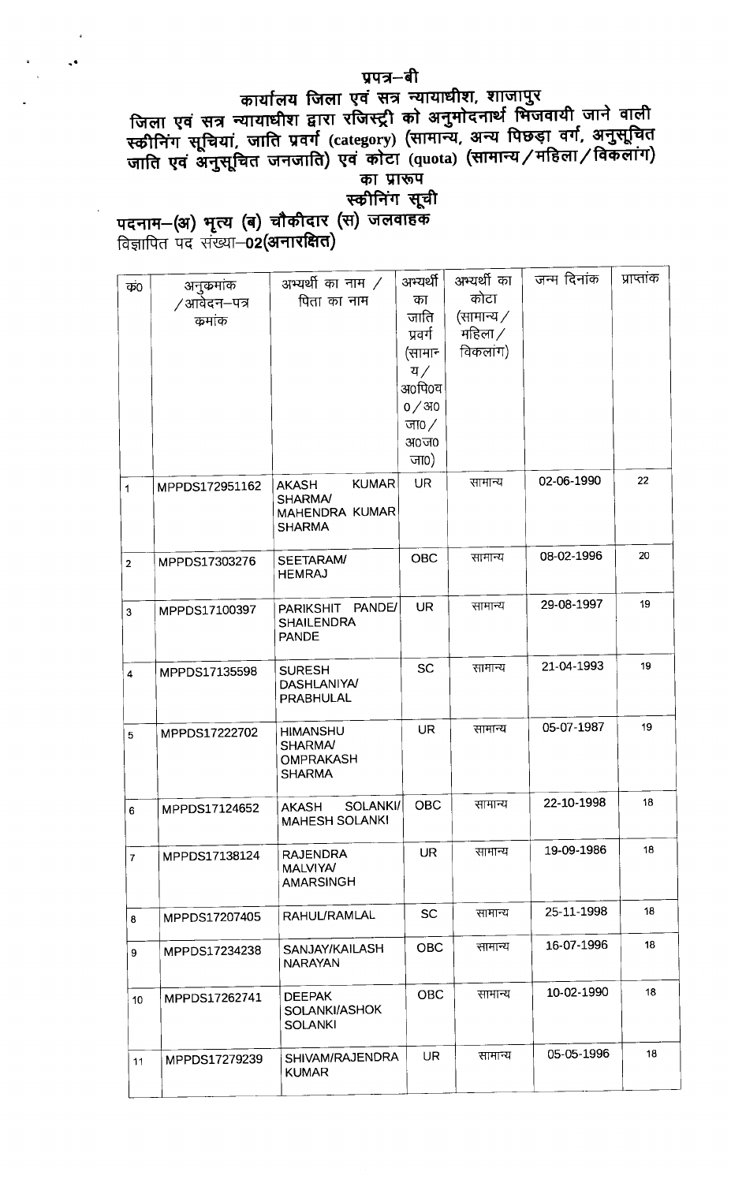# प्रपत्र–बी

## कार्यालय जिला एवं सत्र न्यायाधीश, शाजापुर

### जिला एवं सत्र न्यायाधीश द्वारा रजिस्ट्री को अनुमोदनार्थ भिजवायी जाने वाली स्कीनिंग सूचियां, जाति प्रवर्ग (category) (सामान्य, अन्य पिछड़ा वर्ग, अनुसूचित जाति एवं अनुसूचित जनजाति) एवं कोटा (quota) (सामान्य/महिला/विकलांग) का प्रारूप

### स्कीनिंग सूची

**पदनाम–(अ) भृत्य (ब) चौकीदार (स) जलवाहक**

विज्ञापित पद संख्या–**02(अनारक्षित)**

| क्र0 | अनुक्रमांक /आवेदन–पत्र क्रमांक | अभ्यर्थी का नाम / पिता का नाम | अभ्यर्थी का जाति प्रवर्ग (सामान्य/अ0पि0व0/अ0जा0/अ0ज0जा0) | अभ्यर्थी का कोटा (सामान्य/महिला/विकलांग) | जन्म दिनांक | प्राप्तांक |
|---|---|---|---|---|---|---|
| 1 | MPPDS172951162 | AKASH KUMAR SHARMA/ MAHENDRA KUMAR SHARMA | UR | सामान्य | 02-06-1990 | 22 |
| 2 | MPPDS17303276 | SEETARAM/ HEMRAJ | OBC | सामान्य | 08-02-1996 | 20 |
| 3 | MPPDS17100397 | PARIKSHIT PANDE/ SHAILENDRA PANDE | UR | सामान्य | 29-08-1997 | 19 |
| 4 | MPPDS17135598 | SURESH DASHLANIYA/ PRABHULAL | SC | सामान्य | 21-04-1993 | 19 |
| 5 | MPPDS17222702 | HIMANSHU SHARMA/ OMPRAKASH SHARMA | UR | सामान्य | 05-07-1987 | 19 |
| 6 | MPPDS17124652 | AKASH SOLANKI/ MAHESH SOLANKI | OBC | सामान्य | 22-10-1998 | 18 |
| 7 | MPPDS17138124 | RAJENDRA MALVIYA/ AMARSINGH | UR | सामान्य | 19-09-1986 | 18 |
| 8 | MPPDS17207405 | RAHUL/RAMLAL | SC | सामान्य | 25-11-1998 | 18 |
| 9 | MPPDS17234238 | SANJAY/KAILASH NARAYAN | OBC | सामान्य | 16-07-1996 | 18 |
| 10 | MPPDS17262741 | DEEPAK SOLANKI/ASHOK SOLANKI | OBC | सामान्य | 10-02-1990 | 18 |
| 11 | MPPDS17279239 | SHIVAM/RAJENDRA KUMAR | UR | सामान्य | 05-05-1996 | 18 |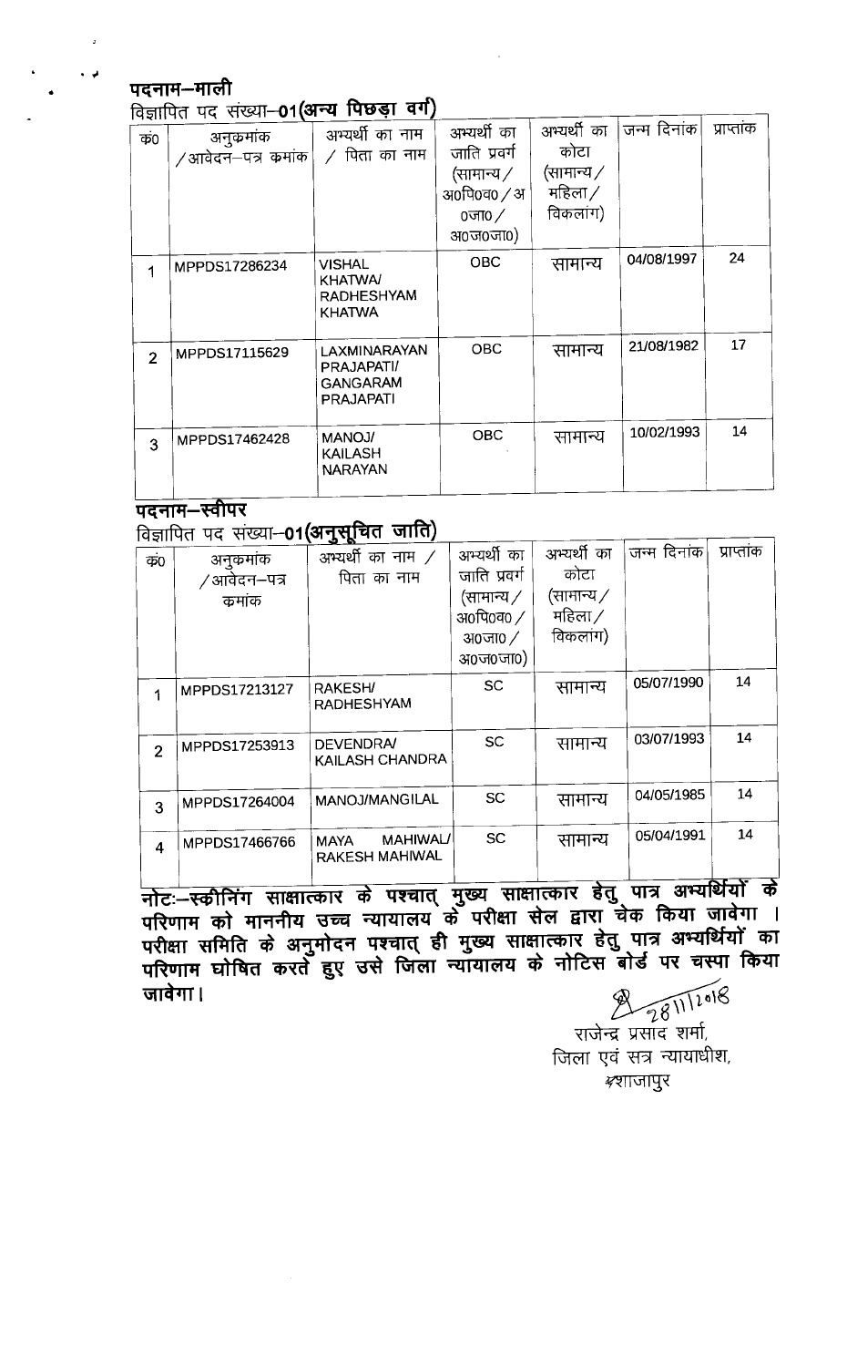## पदनाम–माली

विज्ञापित पद संख्या–01(अन्य पिछड़ा वर्ग)

| क्रं0 | अनुक्रमांक /आवेदन–पत्र क्रमांक | अभ्यर्थी का नाम / पिता का नाम | अभ्यर्थी का जाति प्रवर्ग (सामान्य / अ0पि0व0 / अ0जा0 / अ0ज0जा0) | अभ्यर्थी का कोटा (सामान्य / महिला / विकलांग) | जन्म दिनांक | प्राप्तांक |
|---|---|---|---|---|---|---|
| 1 | MPPDS17286234 | VISHAL KHATWA/ RADHESHYAM KHATWA | OBC | सामान्य | 04/08/1997 | 24 |
| 2 | MPPDS17115629 | LAXMINARAYAN PRAJAPATI/ GANGARAM PRAJAPATI | OBC | सामान्य | 21/08/1982 | 17 |
| 3 | MPPDS17462428 | MANOJ/ KAILASH NARAYAN | OBC | सामान्य | 10/02/1993 | 14 |

## पदनाम–स्वीपर

विज्ञापित पद संख्या–01(अनुसूचित जाति)

| क्रं0 | अनुक्रमांक /आवेदन–पत्र क्रमांक | अभ्यर्थी का नाम / पिता का नाम | अभ्यर्थी का जाति प्रवर्ग (सामान्य / अ0पि0व0 / अ0जा0 / अ0ज0जा0) | अभ्यर्थी का कोटा (सामान्य / महिला / विकलांग) | जन्म दिनांक | प्राप्तांक |
|---|---|---|---|---|---|---|
| 1 | MPPDS17213127 | RAKESH/ RADHESHYAM | SC | सामान्य | 05/07/1990 | 14 |
| 2 | MPPDS17253913 | DEVENDRA/ KAILASH CHANDRA | SC | सामान्य | 03/07/1993 | 14 |
| 3 | MPPDS17264004 | MANOJ/MANGILAL | SC | सामान्य | 04/05/1985 | 14 |
| 4 | MPPDS17466766 | MAYA MAHIWAL/ RAKESH MAHIWAL | SC | सामान्य | 05/04/1991 | 14 |

**नोटः–स्कीनिंग साक्षात्कार के पश्चात् मुख्य साक्षात्कार हेतु पात्र अभ्यर्थियों के परिणाम को माननीय उच्च न्यायालय के परीक्षा सेल द्वारा चेक किया जावेगा । परीक्षा समिति के अनुमोदन पश्चात् ही मुख्य साक्षात्कार हेतु पात्र अभ्यर्थियों का परिणाम घोषित करते हुए उसे जिला न्यायालय के नोटिस बोर्ड पर चस्पा किया जावेगा।**

28/11/2018

राजेन्द्र प्रसाद शर्मा,
जिला एवं सत्र न्यायाधीश,
शाजापुर